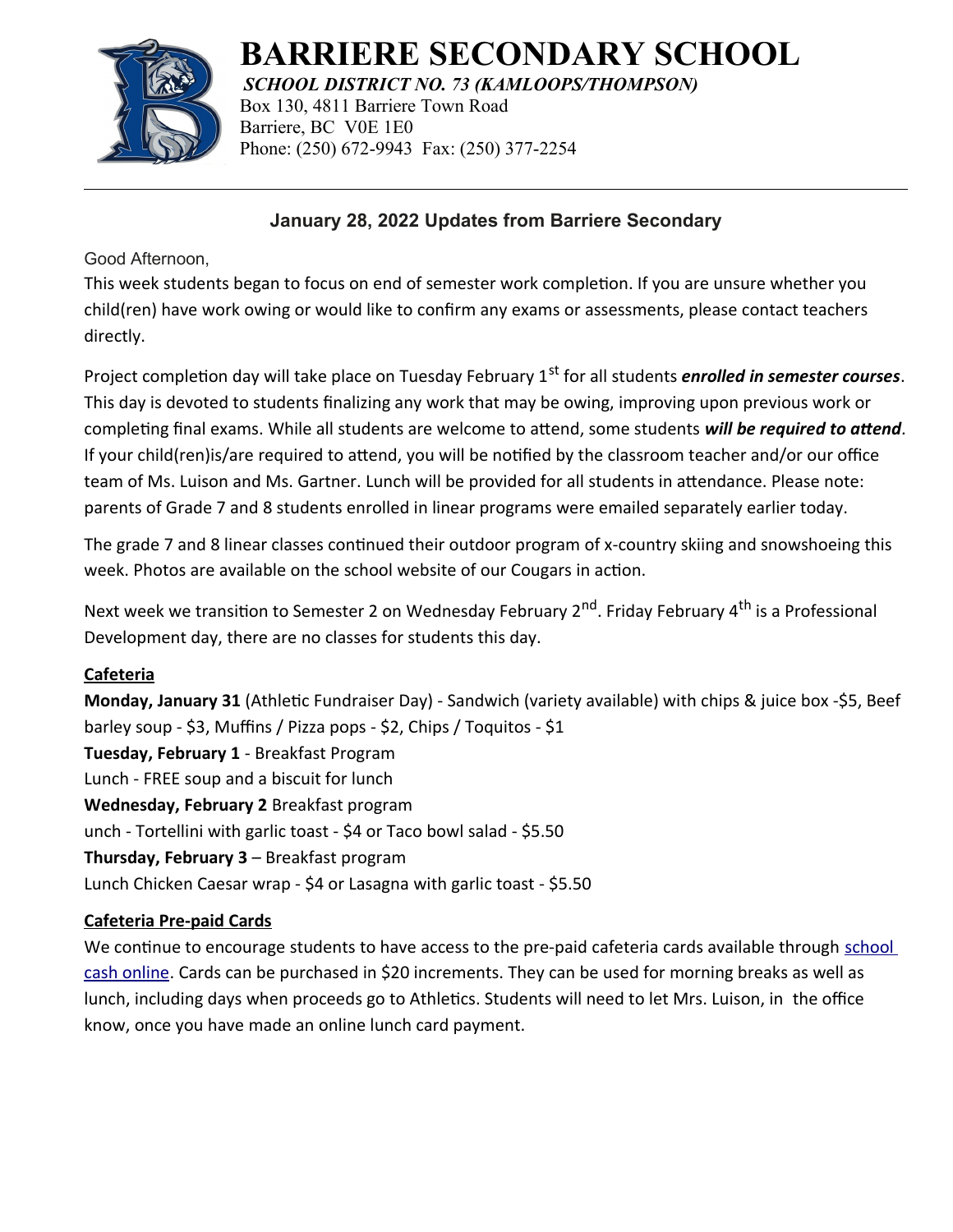# BARRIERE SECONDARY SCHOOL

***SCHOOL DISTRICT NO. 73 (KAMLOOPS/THOMPSON)***

Box 130, 4811 Barriere Town Road
Barriere, BC V0E 1E0
Phone: (250) 672-9943 Fax: (250) 377-2254

---

## January 28, 2022 Updates from Barriere Secondary

Good Afternoon,

This week students began to focus on end of semester work completion. If you are unsure whether you child(ren) have work owing or would like to confirm any exams or assessments, please contact teachers directly.

Project completion day will take place on Tuesday February 1st for all students ***enrolled in semester courses***. This day is devoted to students finalizing any work that may be owing, improving upon previous work or completing final exams. While all students are welcome to attend, some students ***will be required to attend***. If your child(ren)is/are required to attend, you will be notified by the classroom teacher and/or our office team of Ms. Luison and Ms. Gartner. Lunch will be provided for all students in attendance. Please note: parents of Grade 7 and 8 students enrolled in linear programs were emailed separately earlier today.

The grade 7 and 8 linear classes continued their outdoor program of x-country skiing and snowshoeing this week. Photos are available on the school website of our Cougars in action.

Next week we transition to Semester 2 on Wednesday February 2nd. Friday February 4th is a Professional Development day, there are no classes for students this day.

**Cafeteria**

**Monday, January 31** (Athletic Fundraiser Day) - Sandwich (variety available) with chips & juice box -$5, Beef barley soup - $3, Muffins / Pizza pops - $2, Chips / Toquitos - $1

**Tuesday, February 1** - Breakfast Program

Lunch - FREE soup and a biscuit for lunch

**Wednesday, February 2** Breakfast program

unch - Tortellini with garlic toast - $4 or Taco bowl salad - $5.50

**Thursday, February 3** – Breakfast program

Lunch Chicken Caesar wrap - $4 or Lasagna with garlic toast - $5.50

**Cafeteria Pre-paid Cards**

We continue to encourage students to have access to the pre-paid cafeteria cards available through school cash online. Cards can be purchased in $20 increments. They can be used for morning breaks as well as lunch, including days when proceeds go to Athletics. Students will need to let Mrs. Luison, in the office know, once you have made an online lunch card payment.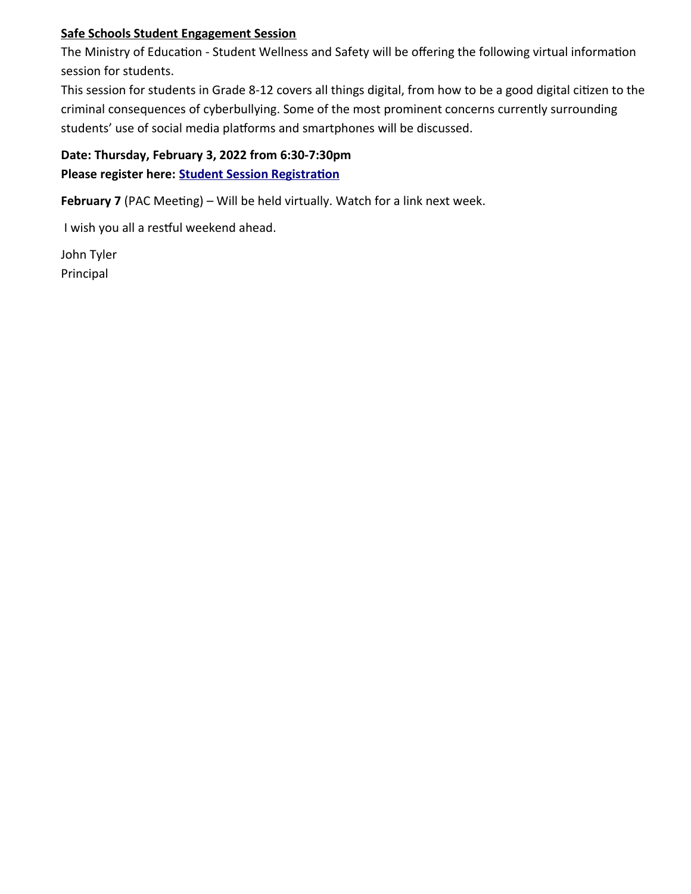**Safe Schools Student Engagement Session**

The Ministry of Education - Student Wellness and Safety will be offering the following virtual information session for students.

This session for students in Grade 8-12 covers all things digital, from how to be a good digital citizen to the criminal consequences of cyberbullying. Some of the most prominent concerns currently surrounding students' use of social media platforms and smartphones will be discussed.

**Date: Thursday, February 3, 2022 from 6:30-7:30pm**
**Please register here: Student Session Registration**

**February 7** (PAC Meeting) – Will be held virtually. Watch for a link next week.

I wish you all a restful weekend ahead.

John Tyler
Principal